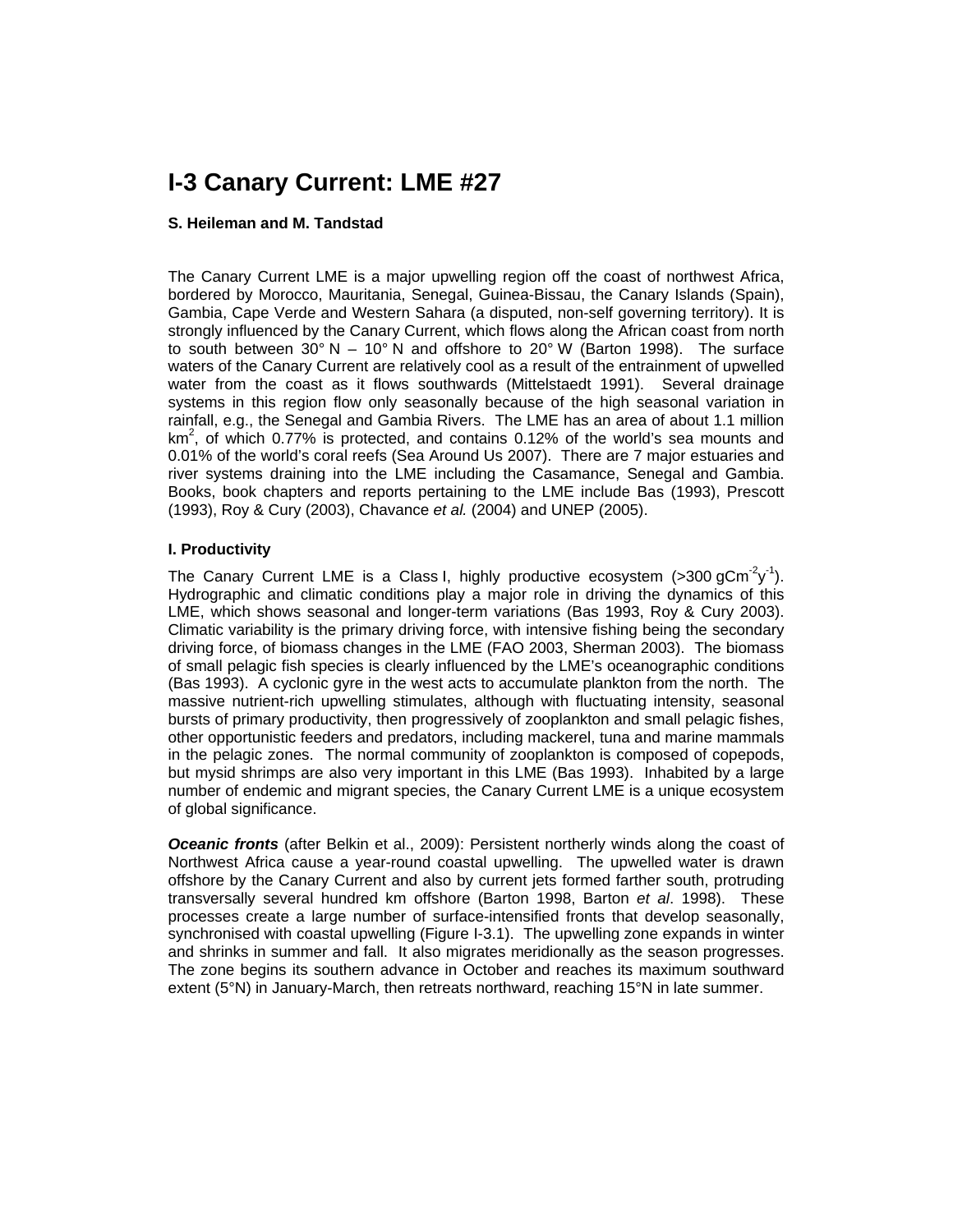# I-3 Canary Current: LME #27

**S. Heileman and M. Tandstad**

The Canary Current LME is a major upwelling region off the coast of northwest Africa, bordered by Morocco, Mauritania, Senegal, Guinea-Bissau, the Canary Islands (Spain), Gambia, Cape Verde and Western Sahara (a disputed, non-self governing territory). It is strongly influenced by the Canary Current, which flows along the African coast from north to south between 30° N – 10° N and offshore to 20° W (Barton 1998). The surface waters of the Canary Current are relatively cool as a result of the entrainment of upwelled water from the coast as it flows southwards (Mittelstaedt 1991). Several drainage systems in this region flow only seasonally because of the high seasonal variation in rainfall, e.g., the Senegal and Gambia Rivers. The LME has an area of about 1.1 million $km^2$, of which 0.77% is protected, and contains 0.12% of the world's sea mounts and 0.01% of the world's coral reefs (Sea Around Us 2007). There are 7 major estuaries and river systems draining into the LME including the Casamance, Senegal and Gambia. Books, book chapters and reports pertaining to the LME include Bas (1993), Prescott (1993), Roy & Cury (2003), Chavance *et al.* (2004) and UNEP (2005).

### I. Productivity

The Canary Current LME is a Class I, highly productive ecosystem (>300 $gCm^{-2}y^{-1}$). Hydrographic and climatic conditions play a major role in driving the dynamics of this LME, which shows seasonal and longer-term variations (Bas 1993, Roy & Cury 2003). Climatic variability is the primary driving force, with intensive fishing being the secondary driving force, of biomass changes in the LME (FAO 2003, Sherman 2003). The biomass of small pelagic fish species is clearly influenced by the LME's oceanographic conditions (Bas 1993). A cyclonic gyre in the west acts to accumulate plankton from the north. The massive nutrient-rich upwelling stimulates, although with fluctuating intensity, seasonal bursts of primary productivity, then progressively of zooplankton and small pelagic fishes, other opportunistic feeders and predators, including mackerel, tuna and marine mammals in the pelagic zones. The normal community of zooplankton is composed of copepods, but mysid shrimps are also very important in this LME (Bas 1993). Inhabited by a large number of endemic and migrant species, the Canary Current LME is a unique ecosystem of global significance.

***Oceanic fronts*** (after Belkin et al., 2009): Persistent northerly winds along the coast of Northwest Africa cause a year-round coastal upwelling. The upwelled water is drawn offshore by the Canary Current and also by current jets formed farther south, protruding transversally several hundred km offshore (Barton 1998, Barton *et al*. 1998). These processes create a large number of surface-intensified fronts that develop seasonally, synchronised with coastal upwelling (Figure I-3.1). The upwelling zone expands in winter and shrinks in summer and fall. It also migrates meridionally as the season progresses. The zone begins its southern advance in October and reaches its maximum southward extent (5°N) in January-March, then retreats northward, reaching 15°N in late summer.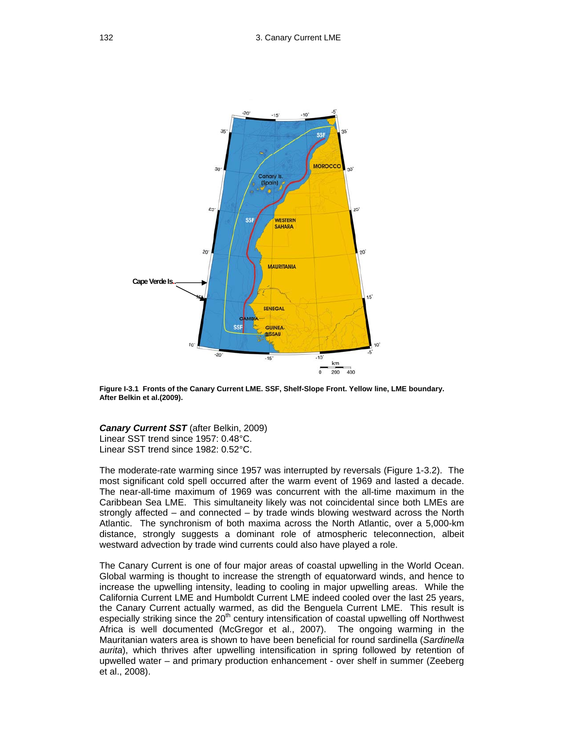Figure I-3.1 Fronts of the Canary Current LME. SSF, Shelf-Slope Front. Yellow line, LME boundary. After Belkin et al.(2009).

***Canary Current SST*** (after Belkin, 2009)
Linear SST trend since 1957: 0.48°C.
Linear SST trend since 1982: 0.52°C.

The moderate-rate warming since 1957 was interrupted by reversals (Figure 1-3.2). The most significant cold spell occurred after the warm event of 1969 and lasted a decade. The near-all-time maximum of 1969 was concurrent with the all-time maximum in the Caribbean Sea LME. This simultaneity likely was not coincidental since both LMEs are strongly affected – and connected – by trade winds blowing westward across the North Atlantic. The synchronism of both maxima across the North Atlantic, over a 5,000-km distance, strongly suggests a dominant role of atmospheric teleconnection, albeit westward advection by trade wind currents could also have played a role.

The Canary Current is one of four major areas of coastal upwelling in the World Ocean. Global warming is thought to increase the strength of equatorward winds, and hence to increase the upwelling intensity, leading to cooling in major upwelling areas. While the California Current LME and Humboldt Current LME indeed cooled over the last 25 years, the Canary Current actually warmed, as did the Benguela Current LME. This result is especially striking since the 20th century intensification of coastal upwelling off Northwest Africa is well documented (McGregor et al., 2007). The ongoing warming in the Mauritanian waters area is shown to have been beneficial for round sardinella (*Sardinella aurita*), which thrives after upwelling intensification in spring followed by retention of upwelled water – and primary production enhancement - over shelf in summer (Zeeberg et al., 2008).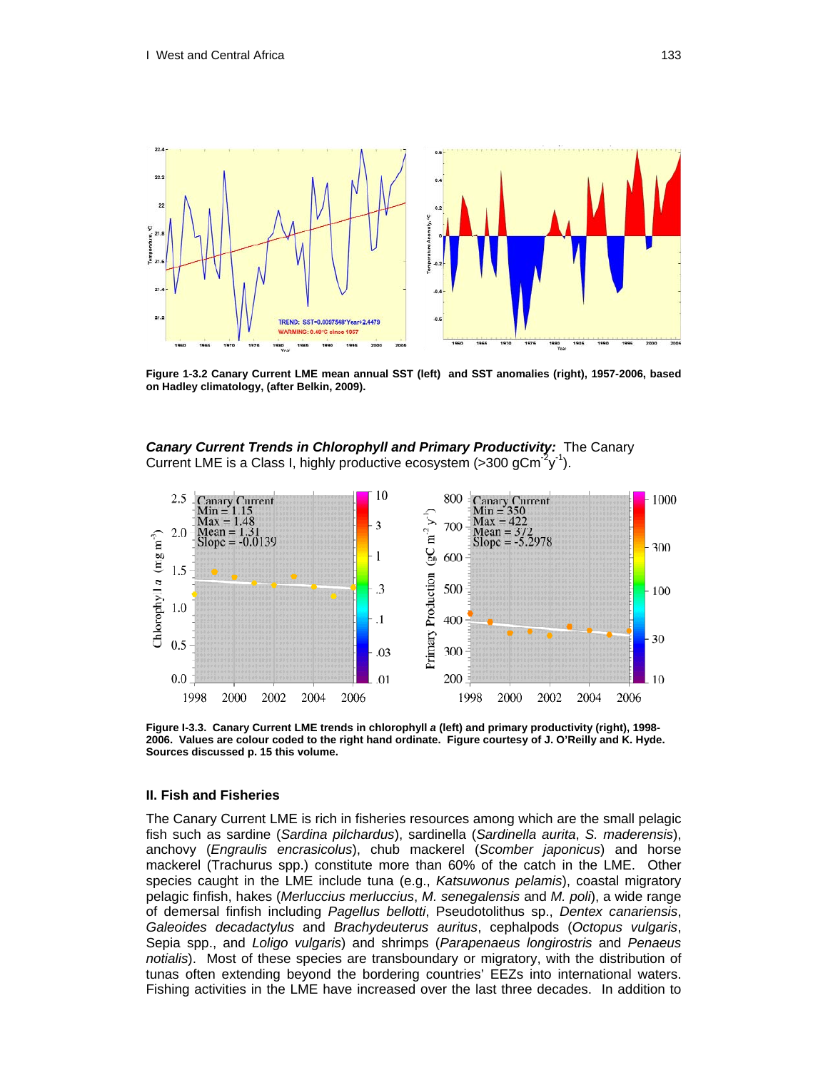Figure 1-3.2 Canary Current LME mean annual SST (left) and SST anomalies (right), 1957-2006, based on Hadley climatology, (after Belkin, 2009).

***Canary Current Trends in Chlorophyll and Primary Productivity:*** The Canary Current LME is a Class I, highly productive ecosystem (>300 $gCm^{-2}y^{-1}$).

**Figure I-3.3. Canary Current LME trends in chlorophyll *a* (left) and primary productivity (right), 1998-2006. Values are colour coded to the right hand ordinate. Figure courtesy of J. O'Reilly and K. Hyde. Sources discussed p. 15 this volume.**

### II. Fish and Fisheries

The Canary Current LME is rich in fisheries resources among which are the small pelagic fish such as sardine (*Sardina pilchardus*), sardinella (*Sardinella aurita*, *S. maderensis*), anchovy (*Engraulis encrasicolus*), chub mackerel (*Scomber japonicus*) and horse mackerel (Trachurus spp.) constitute more than 60% of the catch in the LME. Other species caught in the LME include tuna (e.g., *Katsuwonus pelamis*), coastal migratory pelagic finfish, hakes (*Merluccius merluccius*, *M. senegalensis* and *M. poli*), a wide range of demersal finfish including *Pagellus bellotti*, Pseudotolithus sp., *Dentex canariensis*, *Galeoides decadactylus* and *Brachydeuterus auritus*, cephalpods (*Octopus vulgaris*, Sepia spp., and *Loligo vulgaris*) and shrimps (*Parapenaeus longirostris* and *Penaeus notialis*). Most of these species are transboundary or migratory, with the distribution of tunas often extending beyond the bordering countries' EEZs into international waters. Fishing activities in the LME have increased over the last three decades. In addition to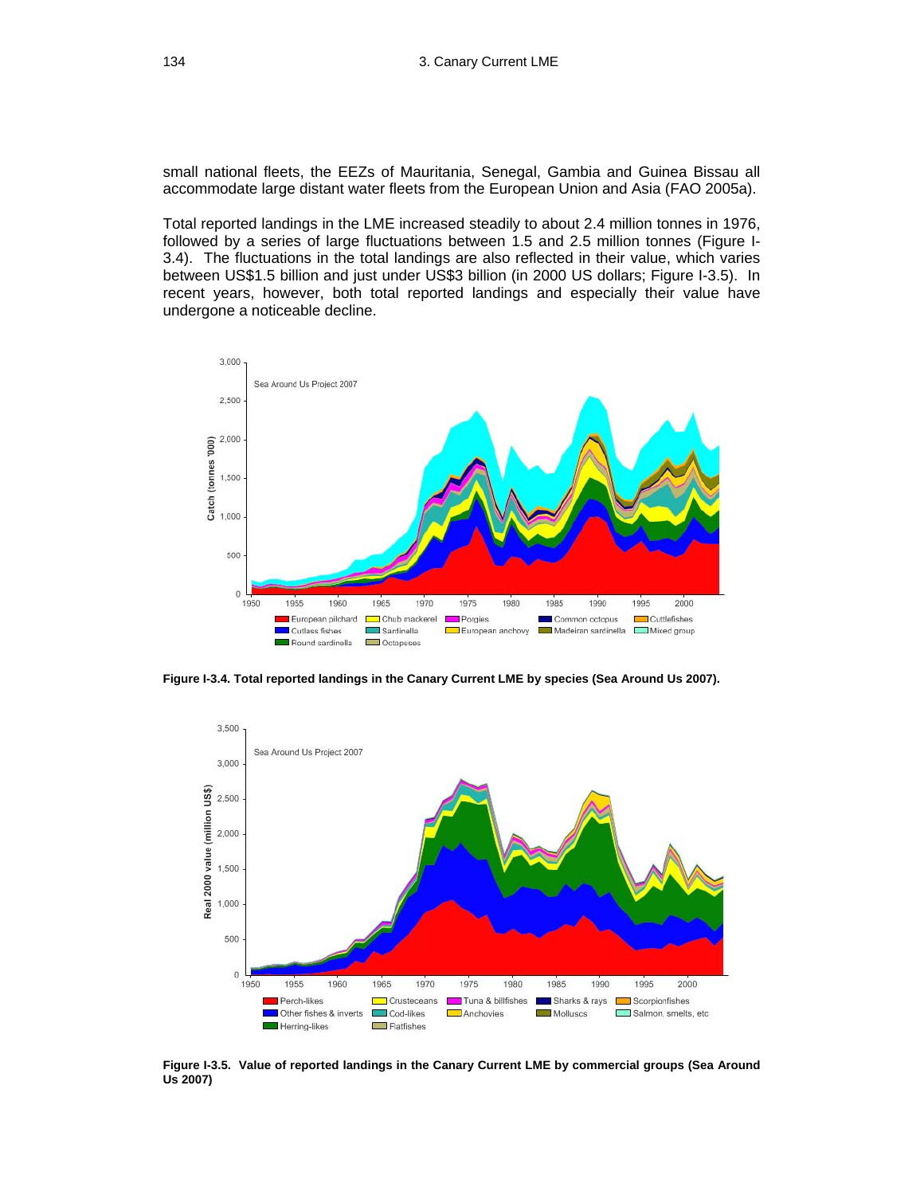small national fleets, the EEZs of Mauritania, Senegal, Gambia and Guinea Bissau all accommodate large distant water fleets from the European Union and Asia (FAO 2005a).

Total reported landings in the LME increased steadily to about 2.4 million tonnes in 1976, followed by a series of large fluctuations between 1.5 and 2.5 million tonnes (Figure I-3.4). The fluctuations in the total landings are also reflected in their value, which varies between US$1.5 billion and just under US$3 billion (in 2000 US dollars; Figure I-3.5). In recent years, however, both total reported landings and especially their value have undergone a noticeable decline.

**Figure I-3.4. Total reported landings in the Canary Current LME by species (Sea Around Us 2007).**

**Figure I-3.5. Value of reported landings in the Canary Current LME by commercial groups (Sea Around Us 2007)**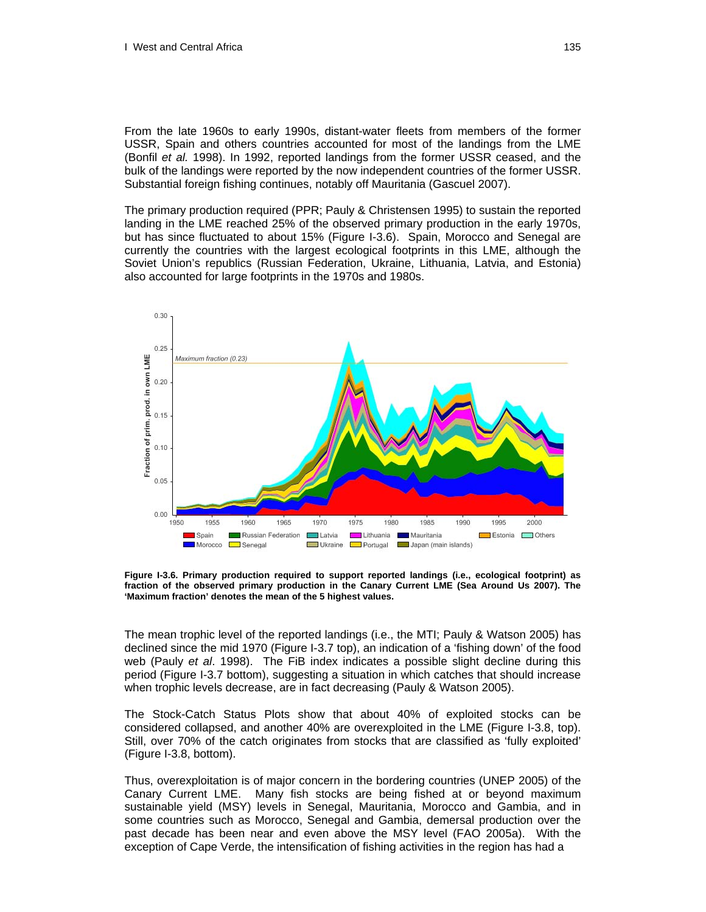From the late 1960s to early 1990s, distant-water fleets from members of the former USSR, Spain and others countries accounted for most of the landings from the LME (Bonfil *et al.* 1998). In 1992, reported landings from the former USSR ceased, and the bulk of the landings were reported by the now independent countries of the former USSR. Substantial foreign fishing continues, notably off Mauritania (Gascuel 2007).

The primary production required (PPR; Pauly & Christensen 1995) to sustain the reported landing in the LME reached 25% of the observed primary production in the early 1970s, but has since fluctuated to about 15% (Figure I-3.6). Spain, Morocco and Senegal are currently the countries with the largest ecological footprints in this LME, although the Soviet Union's republics (Russian Federation, Ukraine, Lithuania, Latvia, and Estonia) also accounted for large footprints in the 1970s and 1980s.

**Figure I-3.6. Primary production required to support reported landings (i.e., ecological footprint) as fraction of the observed primary production in the Canary Current LME (Sea Around Us 2007). The 'Maximum fraction' denotes the mean of the 5 highest values.**

The mean trophic level of the reported landings (i.e., the MTI; Pauly & Watson 2005) has declined since the mid 1970 (Figure I-3.7 top), an indication of a 'fishing down' of the food web (Pauly *et al*. 1998). The FiB index indicates a possible slight decline during this period (Figure I-3.7 bottom), suggesting a situation in which catches that should increase when trophic levels decrease, are in fact decreasing (Pauly & Watson 2005).

The Stock-Catch Status Plots show that about 40% of exploited stocks can be considered collapsed, and another 40% are overexploited in the LME (Figure I-3.8, top). Still, over 70% of the catch originates from stocks that are classified as 'fully exploited' (Figure I-3.8, bottom).

Thus, overexploitation is of major concern in the bordering countries (UNEP 2005) of the Canary Current LME. Many fish stocks are being fished at or beyond maximum sustainable yield (MSY) levels in Senegal, Mauritania, Morocco and Gambia, and in some countries such as Morocco, Senegal and Gambia, demersal production over the past decade has been near and even above the MSY level (FAO 2005a). With the exception of Cape Verde, the intensification of fishing activities in the region has had a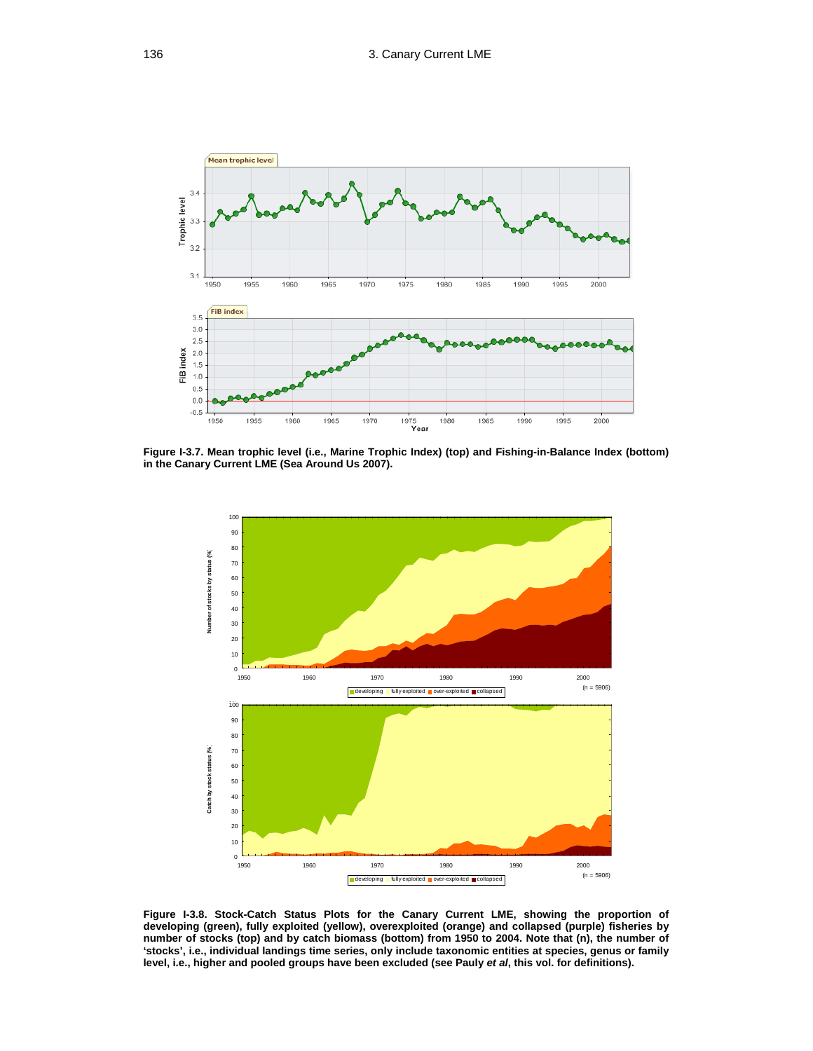Figure I-3.7. Mean trophic level (i.e., Marine Trophic Index) (top) and Fishing-in-Balance Index (bottom) in the Canary Current LME (Sea Around Us 2007).

Figure I-3.8. Stock-Catch Status Plots for the Canary Current LME, showing the proportion of developing (green), fully exploited (yellow), overexploited (orange) and collapsed (purple) fisheries by number of stocks (top) and by catch biomass (bottom) from 1950 to 2004. Note that (n), the number of 'stocks', i.e., individual landings time series, only include taxonomic entities at species, genus or family level, i.e., higher and pooled groups have been excluded (see Pauly *et al*, this vol. for definitions).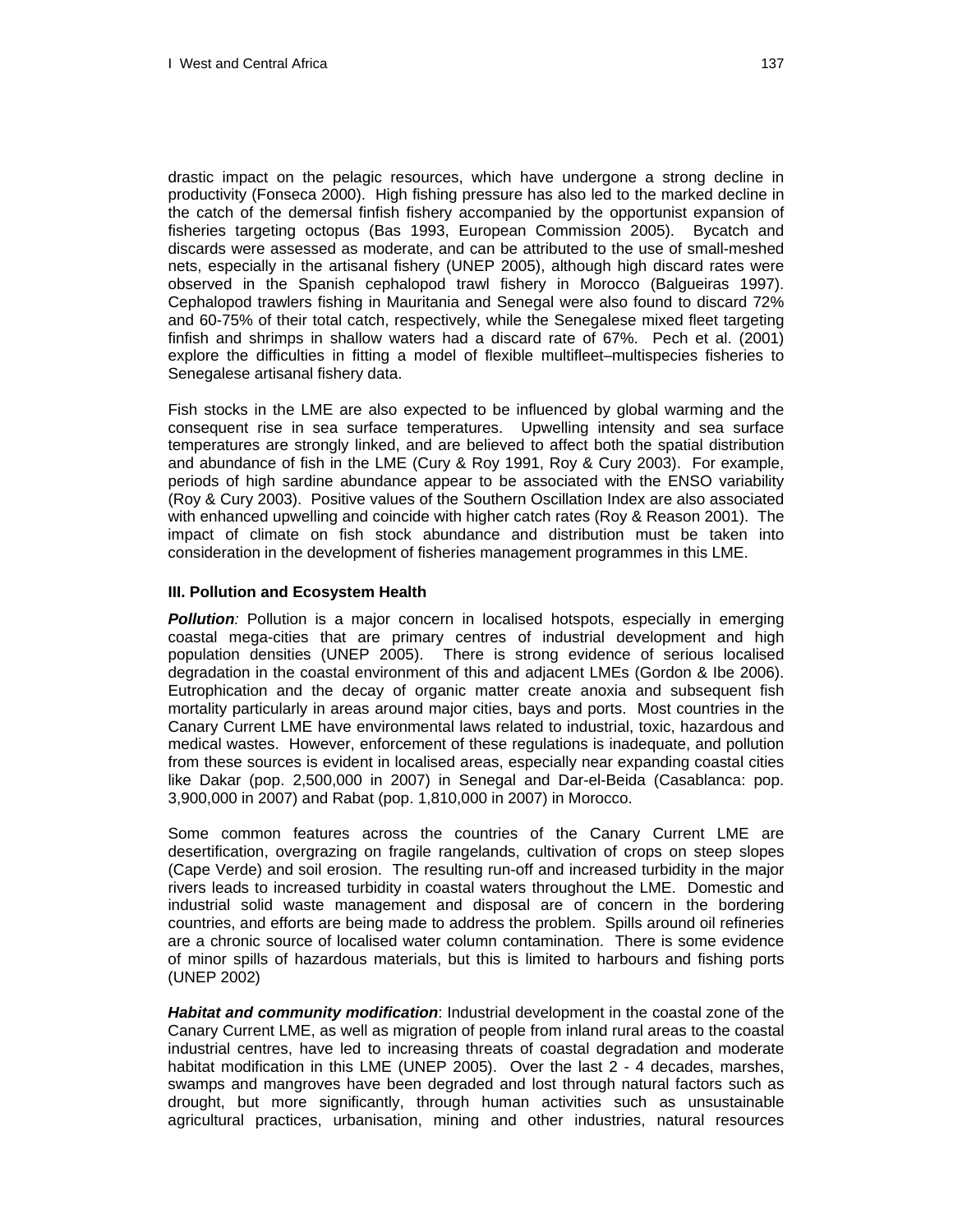drastic impact on the pelagic resources, which have undergone a strong decline in productivity (Fonseca 2000). High fishing pressure has also led to the marked decline in the catch of the demersal finfish fishery accompanied by the opportunist expansion of fisheries targeting octopus (Bas 1993, European Commission 2005). Bycatch and discards were assessed as moderate, and can be attributed to the use of small-meshed nets, especially in the artisanal fishery (UNEP 2005), although high discard rates were observed in the Spanish cephalopod trawl fishery in Morocco (Balgueiras 1997). Cephalopod trawlers fishing in Mauritania and Senegal were also found to discard 72% and 60-75% of their total catch, respectively, while the Senegalese mixed fleet targeting finfish and shrimps in shallow waters had a discard rate of 67%. Pech et al. (2001) explore the difficulties in fitting a model of flexible multifleet–multispecies fisheries to Senegalese artisanal fishery data.

Fish stocks in the LME are also expected to be influenced by global warming and the consequent rise in sea surface temperatures. Upwelling intensity and sea surface temperatures are strongly linked, and are believed to affect both the spatial distribution and abundance of fish in the LME (Cury & Roy 1991, Roy & Cury 2003). For example, periods of high sardine abundance appear to be associated with the ENSO variability (Roy & Cury 2003). Positive values of the Southern Oscillation Index are also associated with enhanced upwelling and coincide with higher catch rates (Roy & Reason 2001). The impact of climate on fish stock abundance and distribution must be taken into consideration in the development of fisheries management programmes in this LME.

### III. Pollution and Ecosystem Health

***Pollution**:* Pollution is a major concern in localised hotspots, especially in emerging coastal mega-cities that are primary centres of industrial development and high population densities (UNEP 2005). There is strong evidence of serious localised degradation in the coastal environment of this and adjacent LMEs (Gordon & Ibe 2006). Eutrophication and the decay of organic matter create anoxia and subsequent fish mortality particularly in areas around major cities, bays and ports. Most countries in the Canary Current LME have environmental laws related to industrial, toxic, hazardous and medical wastes. However, enforcement of these regulations is inadequate, and pollution from these sources is evident in localised areas, especially near expanding coastal cities like Dakar (pop. 2,500,000 in 2007) in Senegal and Dar-el-Beida (Casablanca: pop. 3,900,000 in 2007) and Rabat (pop. 1,810,000 in 2007) in Morocco.

Some common features across the countries of the Canary Current LME are desertification, overgrazing on fragile rangelands, cultivation of crops on steep slopes (Cape Verde) and soil erosion. The resulting run-off and increased turbidity in the major rivers leads to increased turbidity in coastal waters throughout the LME. Domestic and industrial solid waste management and disposal are of concern in the bordering countries, and efforts are being made to address the problem. Spills around oil refineries are a chronic source of localised water column contamination. There is some evidence of minor spills of hazardous materials, but this is limited to harbours and fishing ports (UNEP 2002)

***Habitat and community modification***: Industrial development in the coastal zone of the Canary Current LME, as well as migration of people from inland rural areas to the coastal industrial centres, have led to increasing threats of coastal degradation and moderate habitat modification in this LME (UNEP 2005). Over the last 2 - 4 decades, marshes, swamps and mangroves have been degraded and lost through natural factors such as drought, but more significantly, through human activities such as unsustainable agricultural practices, urbanisation, mining and other industries, natural resources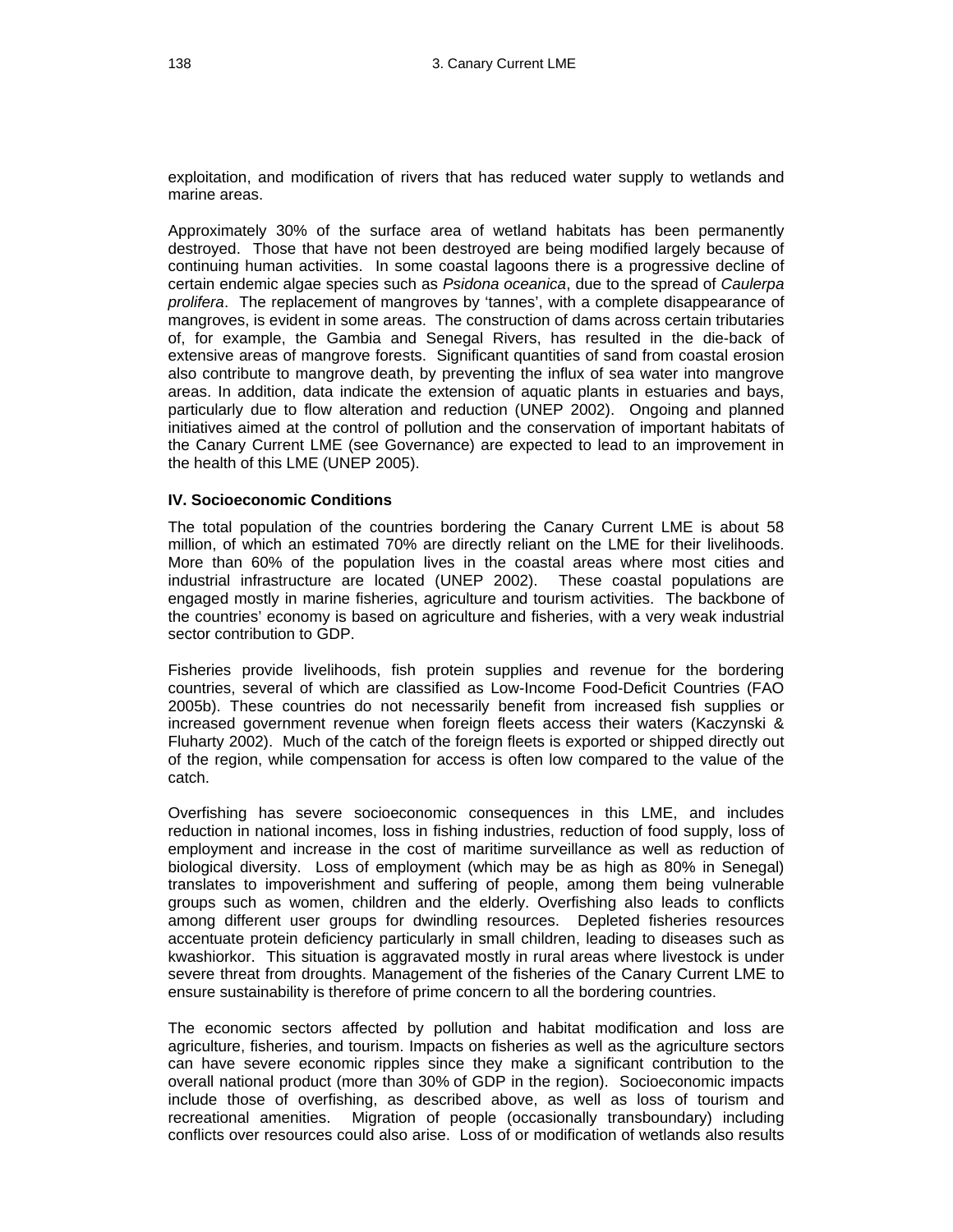exploitation, and modification of rivers that has reduced water supply to wetlands and marine areas.

Approximately 30% of the surface area of wetland habitats has been permanently destroyed. Those that have not been destroyed are being modified largely because of continuing human activities. In some coastal lagoons there is a progressive decline of certain endemic algae species such as *Psidona oceanica*, due to the spread of *Caulerpa prolifera*. The replacement of mangroves by 'tannes', with a complete disappearance of mangroves, is evident in some areas. The construction of dams across certain tributaries of, for example, the Gambia and Senegal Rivers, has resulted in the die-back of extensive areas of mangrove forests. Significant quantities of sand from coastal erosion also contribute to mangrove death, by preventing the influx of sea water into mangrove areas. In addition, data indicate the extension of aquatic plants in estuaries and bays, particularly due to flow alteration and reduction (UNEP 2002). Ongoing and planned initiatives aimed at the control of pollution and the conservation of important habitats of the Canary Current LME (see Governance) are expected to lead to an improvement in the health of this LME (UNEP 2005).

**IV. Socioeconomic Conditions**

The total population of the countries bordering the Canary Current LME is about 58 million, of which an estimated 70% are directly reliant on the LME for their livelihoods. More than 60% of the population lives in the coastal areas where most cities and industrial infrastructure are located (UNEP 2002). These coastal populations are engaged mostly in marine fisheries, agriculture and tourism activities. The backbone of the countries' economy is based on agriculture and fisheries, with a very weak industrial sector contribution to GDP.

Fisheries provide livelihoods, fish protein supplies and revenue for the bordering countries, several of which are classified as Low-Income Food-Deficit Countries (FAO 2005b). These countries do not necessarily benefit from increased fish supplies or increased government revenue when foreign fleets access their waters (Kaczynski & Fluharty 2002). Much of the catch of the foreign fleets is exported or shipped directly out of the region, while compensation for access is often low compared to the value of the catch.

Overfishing has severe socioeconomic consequences in this LME, and includes reduction in national incomes, loss in fishing industries, reduction of food supply, loss of employment and increase in the cost of maritime surveillance as well as reduction of biological diversity. Loss of employment (which may be as high as 80% in Senegal) translates to impoverishment and suffering of people, among them being vulnerable groups such as women, children and the elderly. Overfishing also leads to conflicts among different user groups for dwindling resources. Depleted fisheries resources accentuate protein deficiency particularly in small children, leading to diseases such as kwashiorkor. This situation is aggravated mostly in rural areas where livestock is under severe threat from droughts. Management of the fisheries of the Canary Current LME to ensure sustainability is therefore of prime concern to all the bordering countries.

The economic sectors affected by pollution and habitat modification and loss are agriculture, fisheries, and tourism. Impacts on fisheries as well as the agriculture sectors can have severe economic ripples since they make a significant contribution to the overall national product (more than 30% of GDP in the region). Socioeconomic impacts include those of overfishing, as described above, as well as loss of tourism and recreational amenities. Migration of people (occasionally transboundary) including conflicts over resources could also arise. Loss of or modification of wetlands also results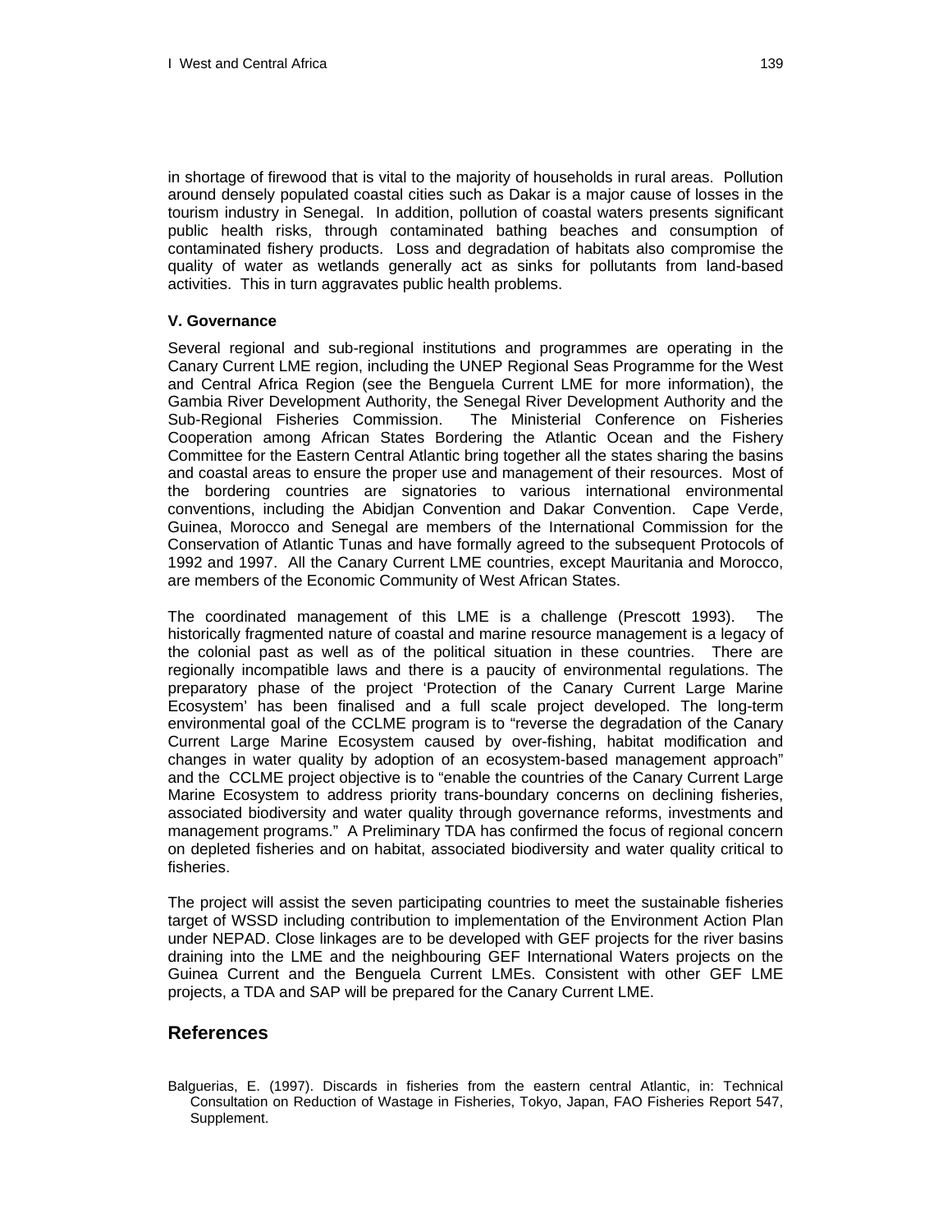in shortage of firewood that is vital to the majority of households in rural areas. Pollution around densely populated coastal cities such as Dakar is a major cause of losses in the tourism industry in Senegal. In addition, pollution of coastal waters presents significant public health risks, through contaminated bathing beaches and consumption of contaminated fishery products. Loss and degradation of habitats also compromise the quality of water as wetlands generally act as sinks for pollutants from land-based activities. This in turn aggravates public health problems.

### V. Governance

Several regional and sub-regional institutions and programmes are operating in the Canary Current LME region, including the UNEP Regional Seas Programme for the West and Central Africa Region (see the Benguela Current LME for more information), the Gambia River Development Authority, the Senegal River Development Authority and the Sub-Regional Fisheries Commission. The Ministerial Conference on Fisheries Cooperation among African States Bordering the Atlantic Ocean and the Fishery Committee for the Eastern Central Atlantic bring together all the states sharing the basins and coastal areas to ensure the proper use and management of their resources. Most of the bordering countries are signatories to various international environmental conventions, including the Abidjan Convention and Dakar Convention. Cape Verde, Guinea, Morocco and Senegal are members of the International Commission for the Conservation of Atlantic Tunas and have formally agreed to the subsequent Protocols of 1992 and 1997. All the Canary Current LME countries, except Mauritania and Morocco, are members of the Economic Community of West African States.

The coordinated management of this LME is a challenge (Prescott 1993). The historically fragmented nature of coastal and marine resource management is a legacy of the colonial past as well as of the political situation in these countries. There are regionally incompatible laws and there is a paucity of environmental regulations. The preparatory phase of the project 'Protection of the Canary Current Large Marine Ecosystem' has been finalised and a full scale project developed. The long-term environmental goal of the CCLME program is to "reverse the degradation of the Canary Current Large Marine Ecosystem caused by over-fishing, habitat modification and changes in water quality by adoption of an ecosystem-based management approach" and the CCLME project objective is to "enable the countries of the Canary Current Large Marine Ecosystem to address priority trans-boundary concerns on declining fisheries, associated biodiversity and water quality through governance reforms, investments and management programs." A Preliminary TDA has confirmed the focus of regional concern on depleted fisheries and on habitat, associated biodiversity and water quality critical to fisheries.

The project will assist the seven participating countries to meet the sustainable fisheries target of WSSD including contribution to implementation of the Environment Action Plan under NEPAD. Close linkages are to be developed with GEF projects for the river basins draining into the LME and the neighbouring GEF International Waters projects on the Guinea Current and the Benguela Current LMEs. Consistent with other GEF LME projects, a TDA and SAP will be prepared for the Canary Current LME.

## References

Balguerias, E. (1997). Discards in fisheries from the eastern central Atlantic, in: Technical Consultation on Reduction of Wastage in Fisheries, Tokyo, Japan, FAO Fisheries Report 547, Supplement.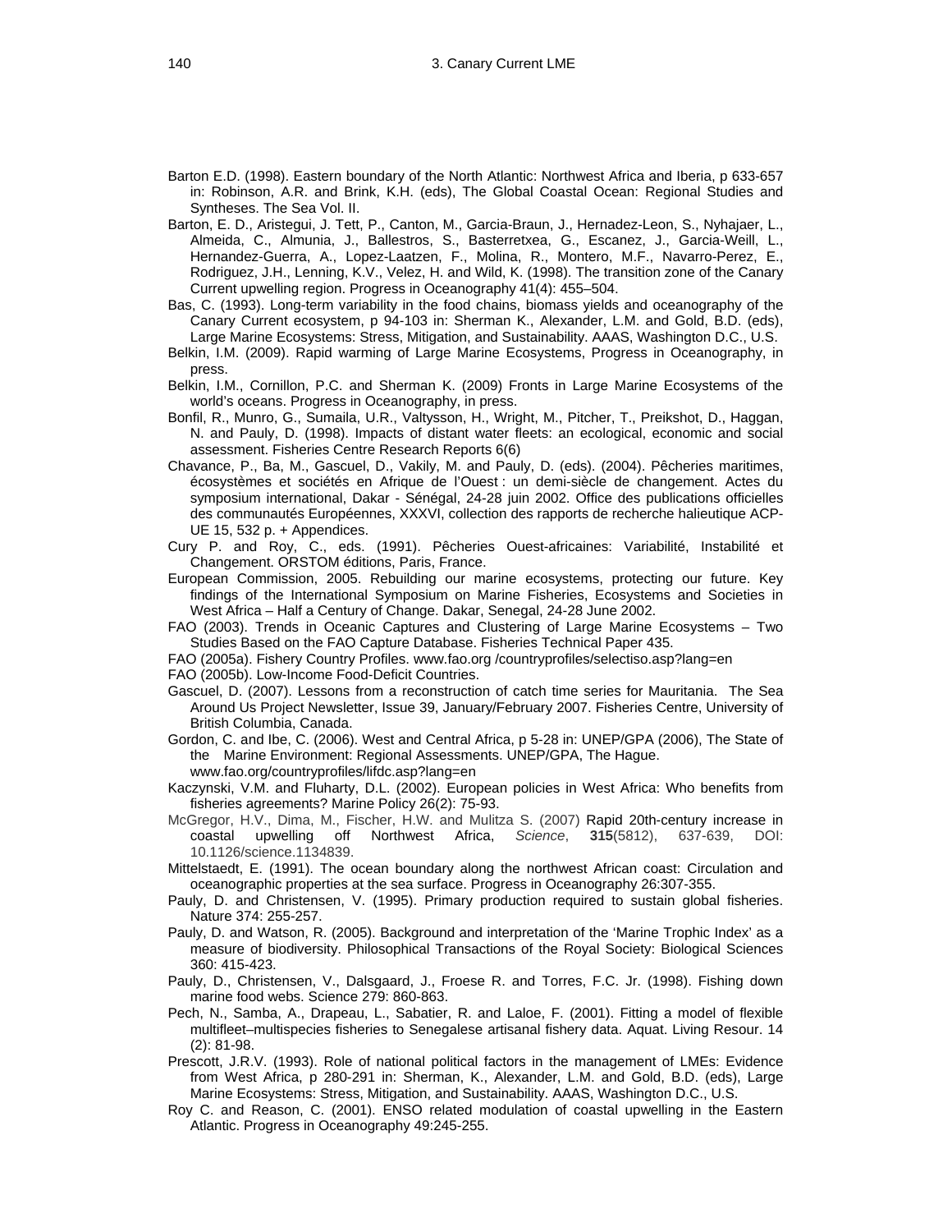Barton E.D. (1998). Eastern boundary of the North Atlantic: Northwest Africa and Iberia, p 633-657 in: Robinson, A.R. and Brink, K.H. (eds), The Global Coastal Ocean: Regional Studies and Syntheses. The Sea Vol. II.

Barton, E. D., Aristegui, J. Tett, P., Canton, M., Garcia-Braun, J., Hernadez-Leon, S., Nyhajaer, L., Almeida, C., Almunia, J., Ballestros, S., Basterretxea, G., Escanez, J., Garcia-Weill, L., Hernandez-Guerra, A., Lopez-Laatzen, F., Molina, R., Montero, M.F., Navarro-Perez, E., Rodriguez, J.H., Lenning, K.V., Velez, H. and Wild, K. (1998). The transition zone of the Canary Current upwelling region. Progress in Oceanography 41(4): 455–504.

Bas, C. (1993). Long-term variability in the food chains, biomass yields and oceanography of the Canary Current ecosystem, p 94-103 in: Sherman K., Alexander, L.M. and Gold, B.D. (eds), Large Marine Ecosystems: Stress, Mitigation, and Sustainability. AAAS, Washington D.C., U.S.

Belkin, I.M. (2009). Rapid warming of Large Marine Ecosystems, Progress in Oceanography, in press.

Belkin, I.M., Cornillon, P.C. and Sherman K. (2009) Fronts in Large Marine Ecosystems of the world's oceans. Progress in Oceanography, in press.

Bonfil, R., Munro, G., Sumaila, U.R., Valtysson, H., Wright, M., Pitcher, T., Preikshot, D., Haggan, N. and Pauly, D. (1998). Impacts of distant water fleets: an ecological, economic and social assessment. Fisheries Centre Research Reports 6(6)

Chavance, P., Ba, M., Gascuel, D., Vakily, M. and Pauly, D. (eds). (2004). Pêcheries maritimes, écosystèmes et sociétés en Afrique de l'Ouest : un demi-siècle de changement. Actes du symposium international, Dakar - Sénégal, 24-28 juin 2002. Office des publications officielles des communautés Européennes, XXXVI, collection des rapports de recherche halieutique ACP-UE 15, 532 p. + Appendices.

Cury P. and Roy, C., eds. (1991). Pêcheries Ouest-africaines: Variabilité, Instabilité et Changement. ORSTOM éditions, Paris, France.

European Commission, 2005. Rebuilding our marine ecosystems, protecting our future. Key findings of the International Symposium on Marine Fisheries, Ecosystems and Societies in West Africa – Half a Century of Change. Dakar, Senegal, 24-28 June 2002.

FAO (2003). Trends in Oceanic Captures and Clustering of Large Marine Ecosystems – Two Studies Based on the FAO Capture Database. Fisheries Technical Paper 435.

FAO (2005a). Fishery Country Profiles. www.fao.org /countryprofiles/selectiso.asp?lang=en

FAO (2005b). Low-Income Food-Deficit Countries.

Gascuel, D. (2007). Lessons from a reconstruction of catch time series for Mauritania. The Sea Around Us Project Newsletter, Issue 39, January/February 2007. Fisheries Centre, University of British Columbia, Canada.

Gordon, C. and Ibe, C. (2006). West and Central Africa, p 5-28 in: UNEP/GPA (2006), The State of the Marine Environment: Regional Assessments. UNEP/GPA, The Hague. www.fao.org/countryprofiles/lifdc.asp?lang=en

Kaczynski, V.M. and Fluharty, D.L. (2002). European policies in West Africa: Who benefits from fisheries agreements? Marine Policy 26(2): 75-93.

McGregor, H.V., Dima, M., Fischer, H.W. and Mulitza S. (2007) Rapid 20th-century increase in coastal upwelling off Northwest Africa, *Science*, **315**(5812), 637-639, DOI: 10.1126/science.1134839.

Mittelstaedt, E. (1991). The ocean boundary along the northwest African coast: Circulation and oceanographic properties at the sea surface. Progress in Oceanography 26:307-355.

Pauly, D. and Christensen, V. (1995). Primary production required to sustain global fisheries. Nature 374: 255-257.

Pauly, D. and Watson, R. (2005). Background and interpretation of the 'Marine Trophic Index' as a measure of biodiversity. Philosophical Transactions of the Royal Society: Biological Sciences 360: 415-423.

Pauly, D., Christensen, V., Dalsgaard, J., Froese R. and Torres, F.C. Jr. (1998). Fishing down marine food webs. Science 279: 860-863.

Pech, N., Samba, A., Drapeau, L., Sabatier, R. and Laloe, F. (2001). Fitting a model of flexible multifleet–multispecies fisheries to Senegalese artisanal fishery data. Aquat. Living Resour. 14 (2): 81-98.

Prescott, J.R.V. (1993). Role of national political factors in the management of LMEs: Evidence from West Africa, p 280-291 in: Sherman, K., Alexander, L.M. and Gold, B.D. (eds), Large Marine Ecosystems: Stress, Mitigation, and Sustainability. AAAS, Washington D.C., U.S.

Roy C. and Reason, C. (2001). ENSO related modulation of coastal upwelling in the Eastern Atlantic. Progress in Oceanography 49:245-255.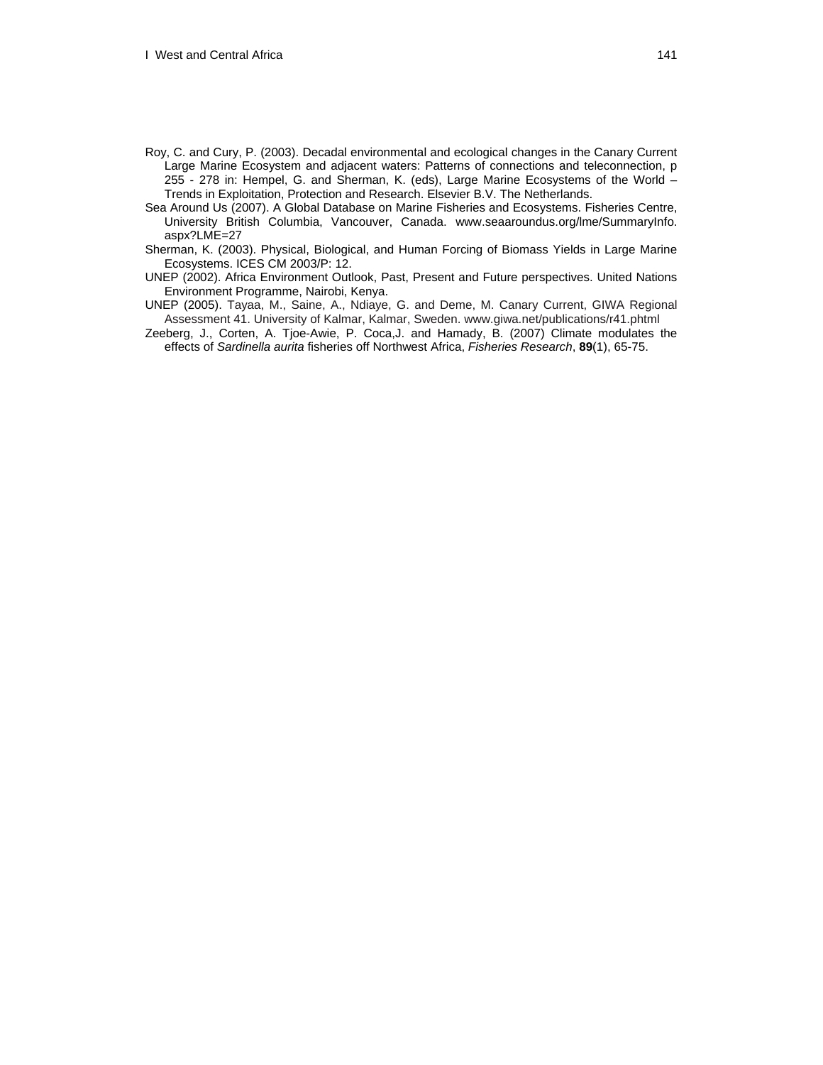Roy, C. and Cury, P. (2003). Decadal environmental and ecological changes in the Canary Current Large Marine Ecosystem and adjacent waters: Patterns of connections and teleconnection, p 255 - 278 in: Hempel, G. and Sherman, K. (eds), Large Marine Ecosystems of the World – Trends in Exploitation, Protection and Research. Elsevier B.V. The Netherlands.

Sea Around Us (2007). A Global Database on Marine Fisheries and Ecosystems. Fisheries Centre, University British Columbia, Vancouver, Canada. www.seaaroundus.org/lme/SummaryInfo.aspx?LME=27

Sherman, K. (2003). Physical, Biological, and Human Forcing of Biomass Yields in Large Marine Ecosystems. ICES CM 2003/P: 12.

UNEP (2002). Africa Environment Outlook, Past, Present and Future perspectives. United Nations Environment Programme, Nairobi, Kenya.

UNEP (2005). Tayaa, M., Saine, A., Ndiaye, G. and Deme, M. Canary Current, GIWA Regional Assessment 41. University of Kalmar, Kalmar, Sweden. www.giwa.net/publications/r41.phtml

Zeeberg, J., Corten, A. Tjoe-Awie, P. Coca,J. and Hamady, B. (2007) Climate modulates the effects of *Sardinella aurita* fisheries off Northwest Africa, *Fisheries Research*, **89**(1), 65-75.